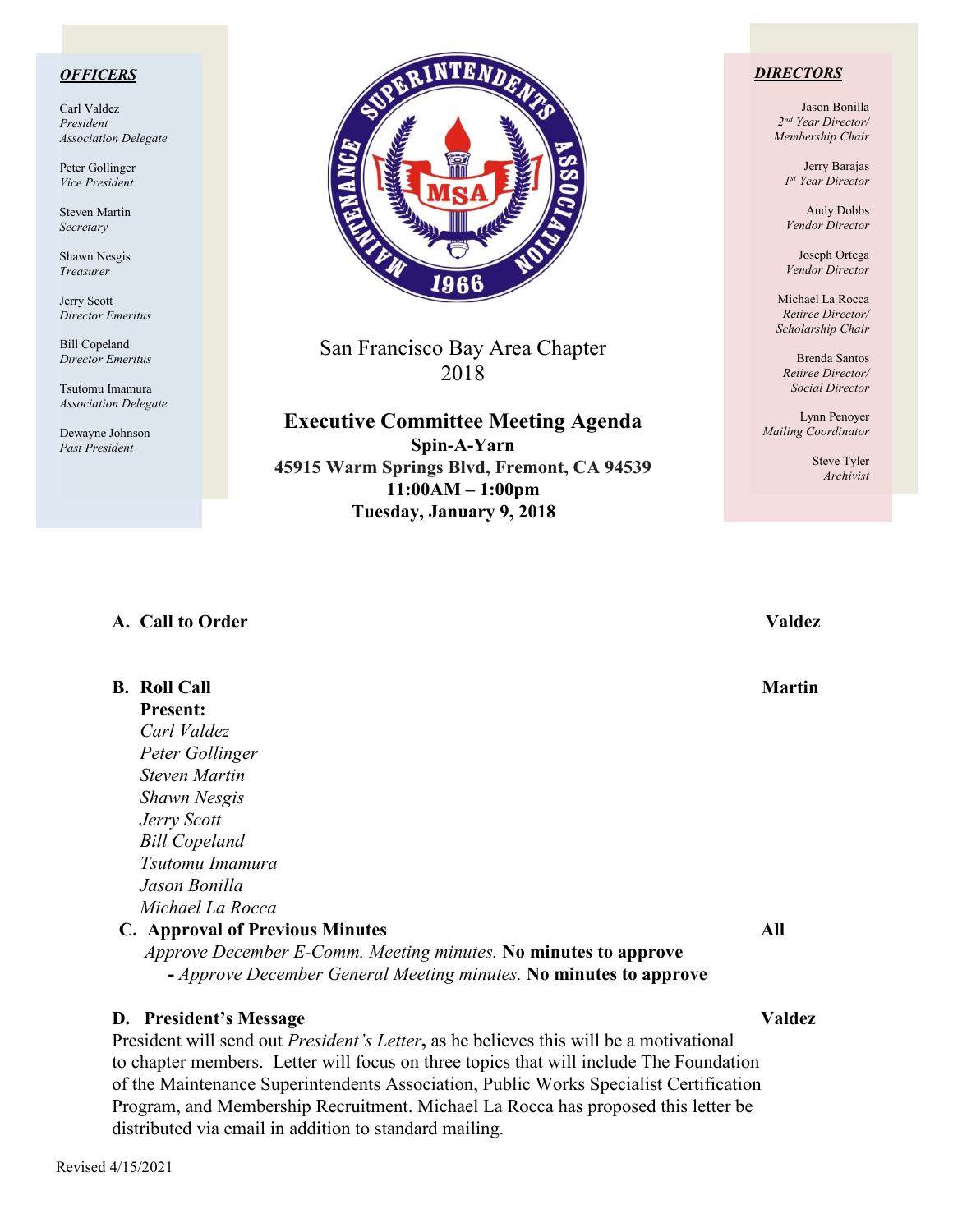***OFFICERS***

Carl Valdez
*President*
*Association Delegate*

Peter Gollinger
*Vice President*

Steven Martin
*Secretary*

Shawn Nesgis
*Treasurer*

Jerry Scott
*Director Emeritus*

Bill Copeland
*Director Emeritus*

Tsutomu Imamura
*Association Delegate*

Dewayne Johnson
*Past President*

San Francisco Bay Area Chapter
2018

**Executive Committee Meeting Agenda**
**Spin-A-Yarn**
**45915 Warm Springs Blvd, Fremont, CA 94539**
**11:00AM – 1:00pm**
**Tuesday, January 9, 2018**

***DIRECTORS***

Jason Bonilla
*2nd Year Director/*
*Membership Chair*

Jerry Barajas
*1st Year Director*

Andy Dobbs
*Vendor Director*

Joseph Ortega
*Vendor Director*

Michael La Rocca
*Retiree Director/*
*Scholarship Chair*

Brenda Santos
*Retiree Director/*
*Social Director*

Lynn Penoyer
*Mailing Coordinator*

Steve Tyler
*Archivist*

**A. Call to Order** — **Valdez**

**B. Roll Call** — **Martin**

**Present:**
*Carl Valdez*
*Peter Gollinger*
*Steven Martin*
*Shawn Nesgis*
*Jerry Scott*
*Bill Copeland*
*Tsutomu Imamura*
*Jason Bonilla*
*Michael La Rocca*

**C. Approval of Previous Minutes** — **All**

*Approve December E-Comm. Meeting minutes.* **No minutes to approve**
- *Approve December General Meeting minutes.* **No minutes to approve**

**D. President's Message** — **Valdez**

President will send out *President's Letter***,** as he believes this will be a motivational to chapter members. Letter will focus on three topics that will include The Foundation of the Maintenance Superintendents Association, Public Works Specialist Certification Program, and Membership Recruitment. Michael La Rocca has proposed this letter be distributed via email in addition to standard mailing.

Revised 4/15/2021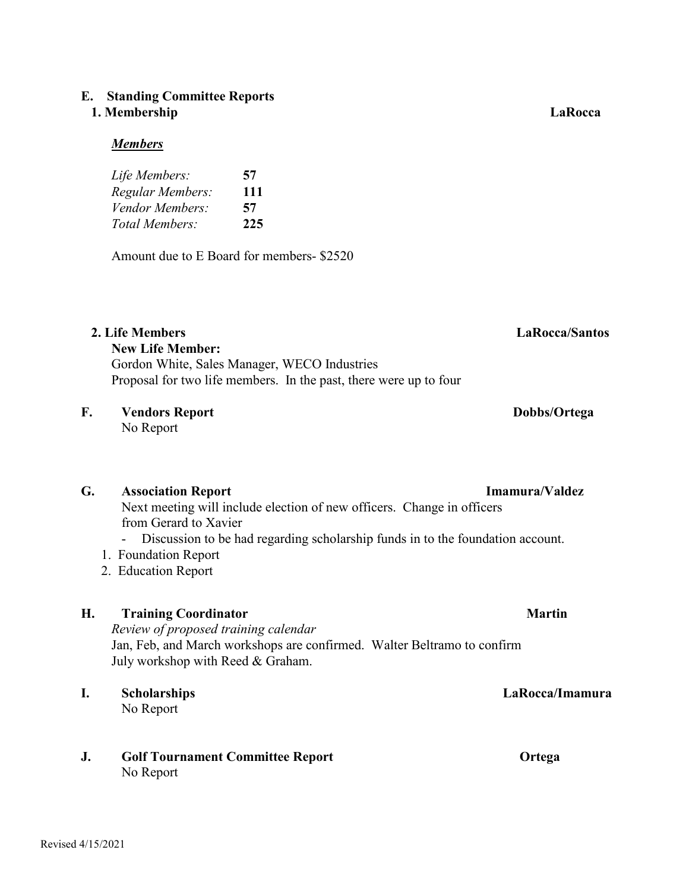**E. Standing Committee Reports**

**1. Membership** **LaRocca**

***Members***

| | |
|---|---|
| *Life Members:* | **57** |
| *Regular Members:* | **111** |
| *Vendor Members:* | **57** |
| *Total Members:* | **225** |

Amount due to E Board for members- $2520

**2. Life Members** **LaRocca/Santos**

**New Life Member:**

Gordon White, Sales Manager, WECO Industries

Proposal for two life members. In the past, there were up to four

**F. Vendors Report** **Dobbs/Ortega**

No Report

**G. Association Report** **Imamura/Valdez**

Next meeting will include election of new officers. Change in officers from Gerard to Xavier

- Discussion to be had regarding scholarship funds in to the foundation account.

1. Foundation Report
2. Education Report

**H. Training Coordinator** **Martin**

*Review of proposed training calendar*

Jan, Feb, and March workshops are confirmed. Walter Beltramo to confirm July workshop with Reed & Graham.

**I. Scholarships** **LaRocca/Imamura**

No Report

**J. Golf Tournament Committee Report** **Ortega**

No Report

Revised 4/15/2021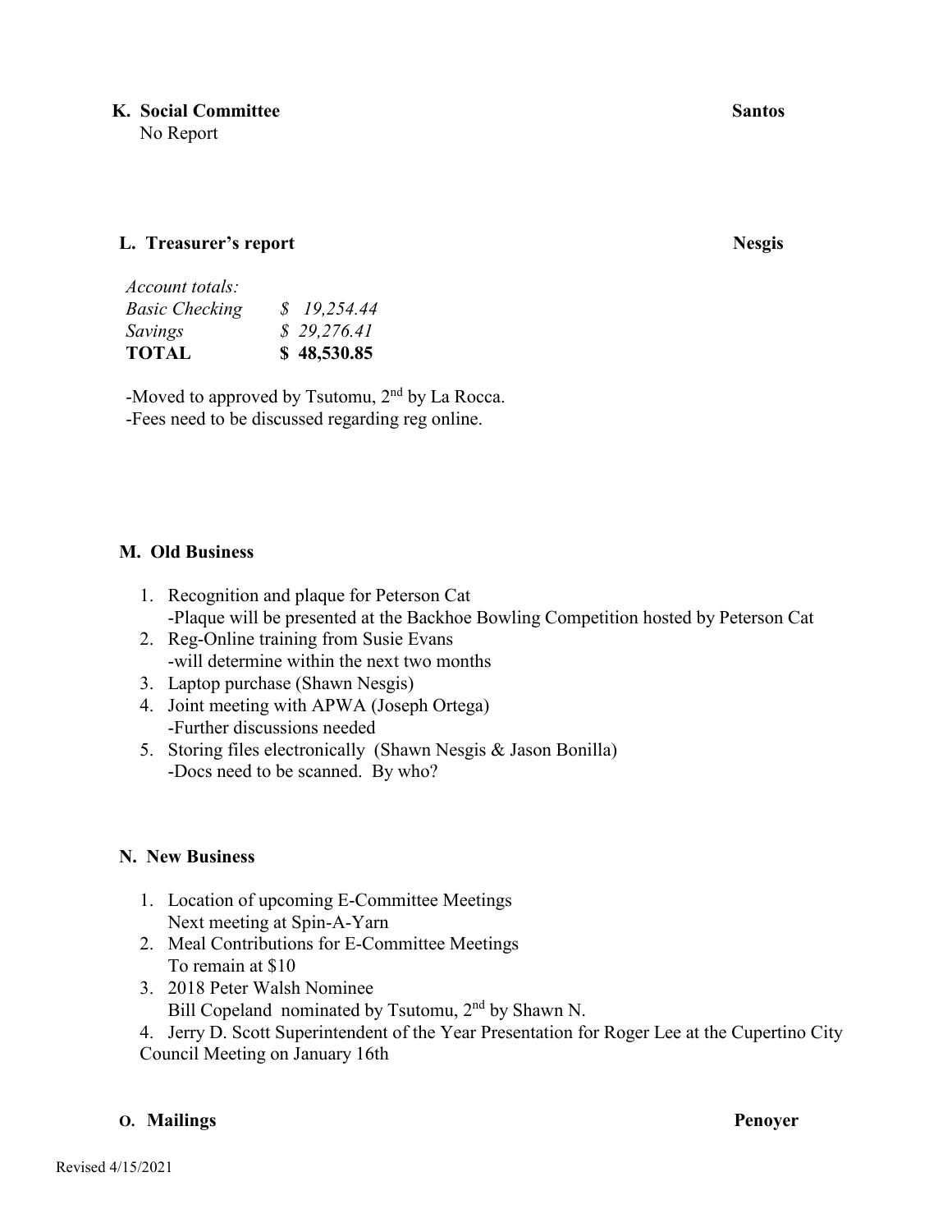**K. Social Committee** **Santos**

No Report

**L. Treasurer's report** **Nesgis**

| *Account totals:* | |
|---|---|
| *Basic Checking* | *$ 19,254.44* |
| *Savings* | *$ 29,276.41* |
| **TOTAL** | **$ 48,530.85** |

-Moved to approved by Tsutomu, 2nd by La Rocca.
-Fees need to be discussed regarding reg online.

**M. Old Business**

1. Recognition and plaque for Peterson Cat
   -Plaque will be presented at the Backhoe Bowling Competition hosted by Peterson Cat
2. Reg-Online training from Susie Evans
   -will determine within the next two months
3. Laptop purchase (Shawn Nesgis)
4. Joint meeting with APWA (Joseph Ortega)
   -Further discussions needed
5. Storing files electronically (Shawn Nesgis & Jason Bonilla)
   -Docs need to be scanned. By who?

**N. New Business**

1. Location of upcoming E-Committee Meetings
   Next meeting at Spin-A-Yarn
2. Meal Contributions for E-Committee Meetings
   To remain at $10
3. 2018 Peter Walsh Nominee
   Bill Copeland nominated by Tsutomu, 2nd by Shawn N.
4. Jerry D. Scott Superintendent of the Year Presentation for Roger Lee at the Cupertino City Council Meeting on January 16th

**O. Mailings** **Penoyer**

Revised 4/15/2021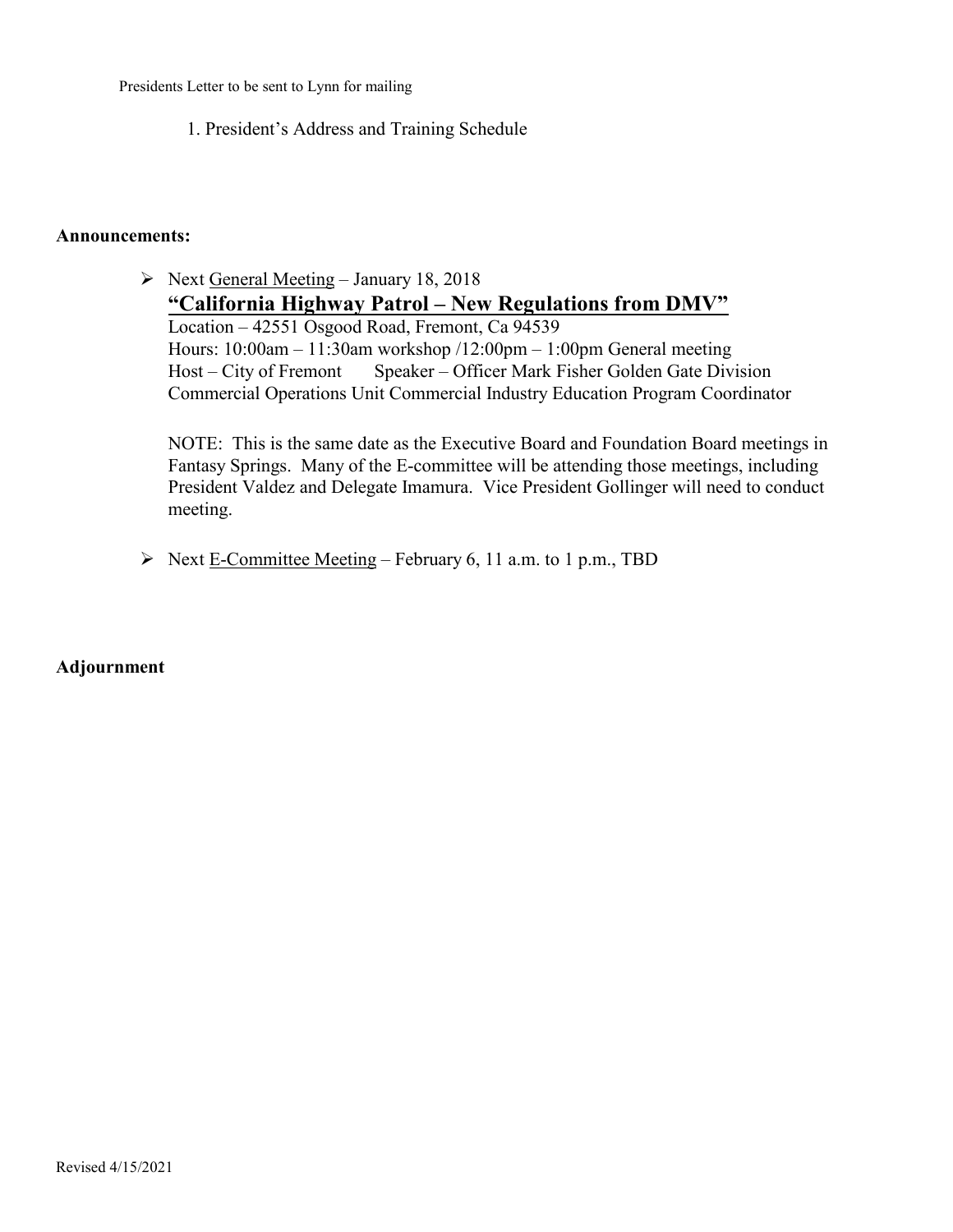Presidents Letter to be sent to Lynn for mailing

1. President's Address and Training Schedule

**Announcements:**

- Next General Meeting – January 18, 2018
  **"California Highway Patrol – New Regulations from DMV"**
  Location – 42551 Osgood Road, Fremont, Ca 94539
  Hours: 10:00am – 11:30am workshop /12:00pm – 1:00pm General meeting
  Host – City of Fremont Speaker – Officer Mark Fisher Golden Gate Division Commercial Operations Unit Commercial Industry Education Program Coordinator

  NOTE: This is the same date as the Executive Board and Foundation Board meetings in Fantasy Springs. Many of the E-committee will be attending those meetings, including President Valdez and Delegate Imamura. Vice President Gollinger will need to conduct meeting.

- Next E-Committee Meeting – February 6, 11 a.m. to 1 p.m., TBD

**Adjournment**

Revised 4/15/2021